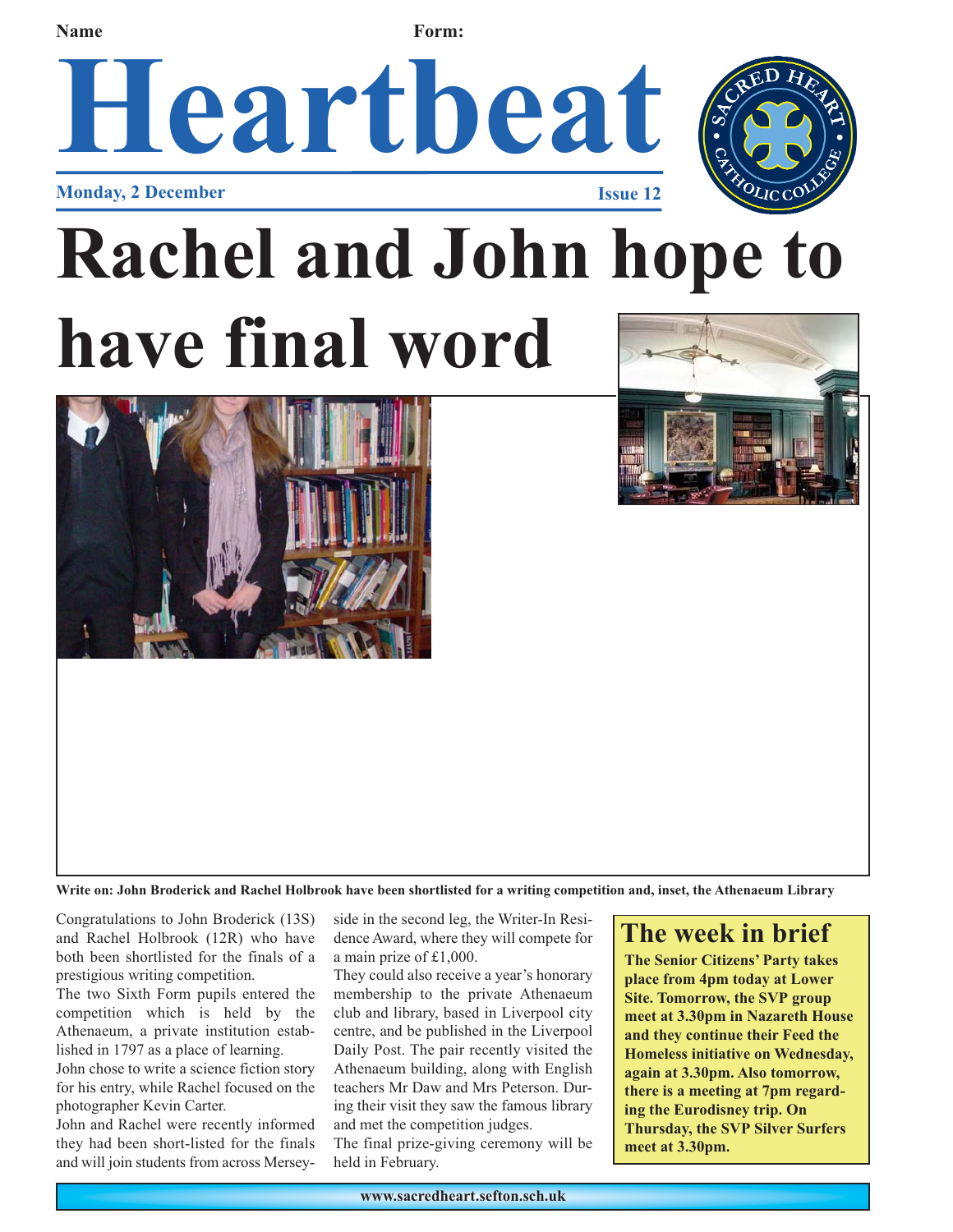Name Form:

# Heartbeat

**Monday, 2 December** **Issue 12**

# Rachel and John hope to have final word

**Write on: John Broderick and Rachel Holbrook have been shortlisted for a writing competition and, inset, the Athenaeum Library**

Congratulations to John Broderick (13S) and Rachel Holbrook (12R) who have both been shortlisted for the finals of a prestigious writing competition.

The two Sixth Form pupils entered the competition which is held by the Athenaeum, a private institution established in 1797 as a place of learning.

John chose to write a science fiction story for his entry, while Rachel focused on the photographer Kevin Carter.

John and Rachel were recently informed they had been short-listed for the finals and will join students from across Merseyside in the second leg, the Writer-In Residence Award, where they will compete for a main prize of £1,000.

They could also receive a year's honorary membership to the private Athenaeum club and library, based in Liverpool city centre, and be published in the Liverpool Daily Post. The pair recently visited the Athenaeum building, along with English teachers Mr Daw and Mrs Peterson. During their visit they saw the famous library and met the competition judges.

The final prize-giving ceremony will be held in February.

## The week in brief

**The Senior Citizens' Party takes place from 4pm today at Lower Site. Tomorrow, the SVP group meet at 3.30pm in Nazareth House and they continue their Feed the Homeless initiative on Wednesday, again at 3.30pm. Also tomorrow, there is a meeting at 7pm regarding the Eurodisney trip. On Thursday, the SVP Silver Surfers meet at 3.30pm.**

www.sacredheart.sefton.sch.uk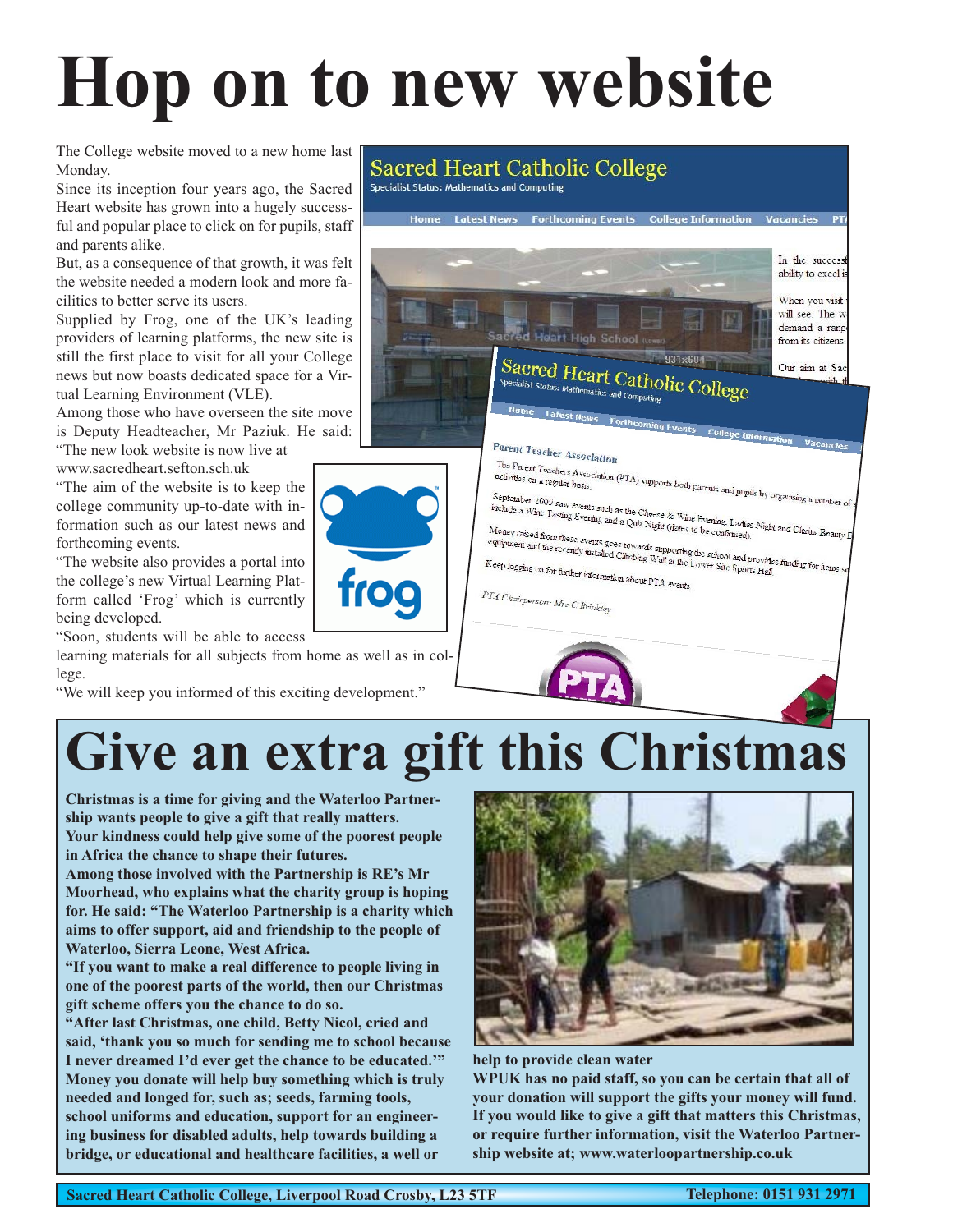# Hop on to new website

The College website moved to a new home last Monday.

Since its inception four years ago, the Sacred Heart website has grown into a hugely successful and popular place to click on for pupils, staff and parents alike.

But, as a consequence of that growth, it was felt the website needed a modern look and more facilities to better serve its users.

Supplied by Frog, one of the UK's leading providers of learning platforms, the new site is still the first place to visit for all your College news but now boasts dedicated space for a Virtual Learning Environment (VLE).

Among those who have overseen the site move is Deputy Headteacher, Mr Paziuk. He said: "The new look website is now live at www.sacredheart.sefton.sch.uk

"The aim of the website is to keep the college community up-to-date with information such as our latest news and forthcoming events.

"The website also provides a portal into the college's new Virtual Learning Platform called 'Frog' which is currently being developed.

"Soon, students will be able to access learning materials for all subjects from home as well as in college.

"We will keep you informed of this exciting development."

# Give an extra gift this Christmas

**Christmas is a time for giving and the Waterloo Partnership wants people to give a gift that really matters.**

**Your kindness could help give some of the poorest people in Africa the chance to shape their futures.**

**Among those involved with the Partnership is RE's Mr Moorhead, who explains what the charity group is hoping for. He said: "The Waterloo Partnership is a charity which aims to offer support, aid and friendship to the people of Waterloo, Sierra Leone, West Africa.**

**"If you want to make a real difference to people living in one of the poorest parts of the world, then our Christmas gift scheme offers you the chance to do so.**

**"After last Christmas, one child, Betty Nicol, cried and said, 'thank you so much for sending me to school because I never dreamed I'd ever get the chance to be educated.'"**

**Money you donate will help buy something which is truly needed and longed for, such as; seeds, farming tools, school uniforms and education, support for an engineering business for disabled adults, help towards building a bridge, or educational and healthcare facilities, a well or help to provide clean water**

**WPUK has no paid staff, so you can be certain that all of your donation will support the gifts your money will fund. If you would like to give a gift that matters this Christmas, or require further information, visit the Waterloo Partnership website at; www.waterloopartnership.co.uk**